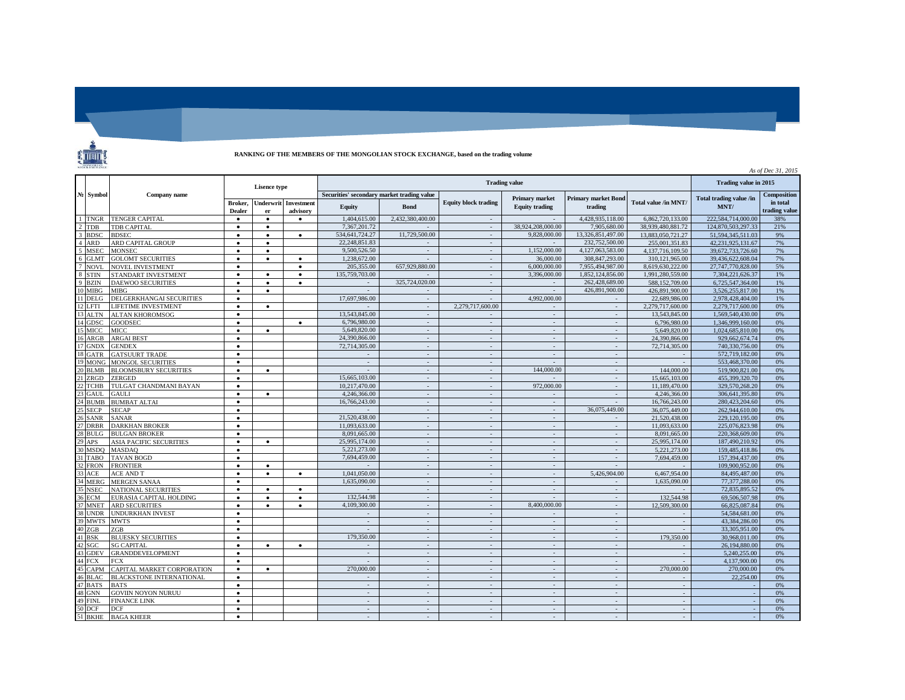**RANKING OF THE MEMBERS OF THE MONGOLIAN STOCK EXCHANGE, based on the trading volume**

*As of Dec 31, 2015*

| № | Symbol | Company name | Lisence type | | | Trading value | | | | | | Trading value in 2015 | |
|---|---|---|---|---|---|---|---|---|---|---|---|---|---|
| | | | Broker, Dealer | Underwriter | Investment advisory | Securities' secondary market trading value: Equity | Securities' secondary market trading value: Bond | Equity block trading | Primary market Equity trading | Primary market Bond trading | Total value /in MNT/ | Total trading value /in MNT/ | Composition in total trading value |
| 1 | TNGR | TENGER CAPITAL | • | • | • | 1,404,615.00 | 2,432,380,400.00 | - | - | 4,428,935,118.00 | 6,862,720,133.00 | 222,584,714,000.00 | 38% |
| 2 | TDB | TDB CAPITAL | • | • | | 7,367,201.72 | - | - | 38,924,208,000.00 | 7,905,680.00 | 38,939,480,881.72 | 124,870,503,297.33 | 21% |
| 3 | BDSC | BDSEC | • | • | • | 534,641,724.27 | 11,729,500.00 | - | 9,828,000.00 | 13,326,851,497.00 | 13,883,050,721.27 | 51,594,345,511.03 | 9% |
| 4 | ARD | ARD CAPITAL GROUP | • | • | | 22,248,851.83 | - | - | - | 232,752,500.00 | 255,001,351.83 | 42,231,925,131.67 | 7% |
| 5 | MSEC | MONSEC | • | • | | 9,500,526.50 | - | - | 1,152,000.00 | 4,127,063,583.00 | 4,137,716,109.50 | 39,672,733,726.60 | 7% |
| 6 | GLMT | GOLOMT SECURITIES | • | • | • | 1,238,672.00 | - | - | 36,000.00 | 308,847,293.00 | 310,121,965.00 | 39,436,622,608.04 | 7% |
| 7 | NOVL | NOVEL INVESTMENT | • | | • | 205,355.00 | 657,929,880.00 | - | 6,000,000.00 | 7,955,494,987.00 | 8,619,630,222.00 | 27,747,770,828.00 | 5% |
| 8 | STIN | STANDART INVESTMENT | • | • | • | 135,759,703.00 | - | - | 3,396,000.00 | 1,852,124,856.00 | 1,991,280,559.00 | 7,304,221,626.37 | 1% |
| 9 | BZIN | DAEWOO SECURITIES | • | • | • | - | 325,724,020.00 | - | - | 262,428,689.00 | 588,152,709.00 | 6,725,547,364.00 | 1% |
| 10 | MIBG | MIBG | • | • | | - | - | - | - | 426,891,900.00 | 426,891,900.00 | 3,526,255,817.00 | 1% |
| 11 | DELG | DELGERKHANGAI SECURITIES | • | | | 17,697,986.00 | - | - | 4,992,000.00 | - | 22,689,986.00 | 2,978,428,404.00 | 1% |
| 12 | LFTI | LIFETIME INVESTMENT | • | • | | - | - | 2,279,717,600.00 | - | - | 2,279,717,600.00 | 2,279,717,600.00 | 0% |
| 13 | ALTN | ALTAN KHOROMSOG | • | | | 13,543,845.00 | - | - | - | - | 13,543,845.00 | 1,569,540,430.00 | 0% |
| 14 | GDSC | GOODSEC | • | | • | 6,796,980.00 | - | - | - | - | 6,796,980.00 | 1,346,999,160.00 | 0% |
| 15 | MICC | MICC | • | • | | 5,649,820.00 | - | - | - | - | 5,649,820.00 | 1,024,685,810.00 | 0% |
| 16 | ARGB | ARGAI BEST | • | | | 24,390,866.00 | - | - | - | - | 24,390,866.00 | 929,662,674.74 | 0% |
| 17 | GNDX | GENDEX | • | | | 72,714,305.00 | - | - | - | - | 72,714,305.00 | 740,330,756.00 | 0% |
| 18 | GATR | GATSUURT TRADE | • | | | - | - | - | - | - | - | 572,719,182.00 | 0% |
| 19 | MONG | MONGOL SECURITIES | • | | | - | - | - | - | - | - | 553,468,370.00 | 0% |
| 20 | BLMB | BLOOMSBURY SECURITIES | • | • | | - | - | - | 144,000.00 | - | 144,000.00 | 519,900,821.00 | 0% |
| 21 | ZRGD | ZERGED | • | | | 15,665,103.00 | - | - | - | - | 15,665,103.00 | 455,399,320.70 | 0% |
| 22 | TCHB | TULGAT CHANDMANI BAYAN | • | | | 10,217,470.00 | - | - | 972,000.00 | - | 11,189,470.00 | 329,570,268.20 | 0% |
| 23 | GAUL | GAULI | • | • | | 4,246,366.00 | - | - | - | - | 4,246,366.00 | 306,641,395.80 | 0% |
| 24 | BUMB | BUMBAT ALTAI | • | | | 16,766,243.00 | - | - | - | - | 16,766,243.00 | 280,423,204.60 | 0% |
| 25 | SECP | SECAP | • | | | - | - | - | - | 36,075,449.00 | 36,075,449.00 | 262,944,610.00 | 0% |
| 26 | SANR | SANAR | • | | | 21,520,438.00 | - | - | - | - | 21,520,438.00 | 229,120,195.00 | 0% |
| 27 | DRBR | DARKHAN BROKER | • | | | 11,093,633.00 | - | - | - | - | 11,093,633.00 | 225,076,823.98 | 0% |
| 28 | BULG | BULGAN BROKER | • | | | 8,091,665.00 | - | - | - | - | 8,091,665.00 | 220,368,609.00 | 0% |
| 29 | APS | ASIA PACIFIC SECURITIES | • | • | | 25,995,174.00 | - | - | - | - | 25,995,174.00 | 187,490,210.92 | 0% |
| 30 | MSDQ | MASDAQ | • | | | 5,221,273.00 | - | - | - | - | 5,221,273.00 | 159,485,418.86 | 0% |
| 31 | TABO | TAVAN BOGD | • | | | 7,694,459.00 | - | - | - | - | 7,694,459.00 | 157,394,437.00 | 0% |
| 32 | FRON | FRONTIER | • | • | | - | - | - | - | - | - | 109,900,952.00 | 0% |
| 33 | ACE | ACE AND T | • | • | • | 1,041,050.00 | - | - | - | 5,426,904.00 | 6,467,954.00 | 84,495,487.00 | 0% |
| 34 | MERG | MERGEN SANAA | • | | | 1,635,090.00 | - | - | - | - | 1,635,090.00 | 77,377,288.00 | 0% |
| 35 | NSEC | NATIONAL SECURITIES | • | • | • | - | - | - | - | - | - | 72,835,895.52 | 0% |
| 36 | ECM | EURASIA CAPITAL HOLDING | • | • | • | 132,544.98 | - | - | - | - | 132,544.98 | 69,506,507.98 | 0% |
| 37 | MNET | ARD SECURITIES | • | • | • | 4,109,300.00 | - | - | 8,400,000.00 | - | 12,509,300.00 | 66,825,087.84 | 0% |
| 38 | UNDR | UNDURKHAN INVEST | • | | | - | - | - | - | - | - | 54,584,681.00 | 0% |
| 39 | MWTS | MWTS | • | | | - | - | - | - | - | - | 43,384,286.00 | 0% |
| 40 | ZGB | ZGB | • | | | - | - | - | - | - | - | 33,305,951.00 | 0% |
| 41 | BSK | BLUESKY SECURITIES | • | | | 179,350.00 | - | - | - | - | 179,350.00 | 30,968,011.00 | 0% |
| 42 | SGC | SG CAPITAL | • | • | • | - | - | - | - | - | - | 26,194,880.00 | 0% |
| 43 | GDEV | GRANDDEVELOPMENT | • | | | - | - | - | - | - | - | 5,240,255.00 | 0% |
| 44 | FCX | FCX | • | | | - | - | - | - | - | - | 4,137,900.00 | 0% |
| 45 | CAPM | CAPITAL MARKET CORPORATION | • | • | | 270,000.00 | - | - | - | - | 270,000.00 | 270,000.00 | 0% |
| 46 | BLAC | BLACKSTONE INTERNATIONAL | • | | | - | - | - | - | - | - | 22,254.00 | 0% |
| 47 | BATS | BATS | • | | | - | - | - | - | - | - | - | 0% |
| 48 | GNN | GOVIIN NOYON NURUU | • | | | - | - | - | - | - | - | - | 0% |
| 49 | FINL | FINANCE LINK | • | | | - | - | - | - | - | - | - | 0% |
| 50 | DCF | DCF | • | | | - | - | - | - | - | - | - | 0% |
| 51 | BKHE | BAGA KHEER | • | | | - | - | - | - | - | - | - | 0% |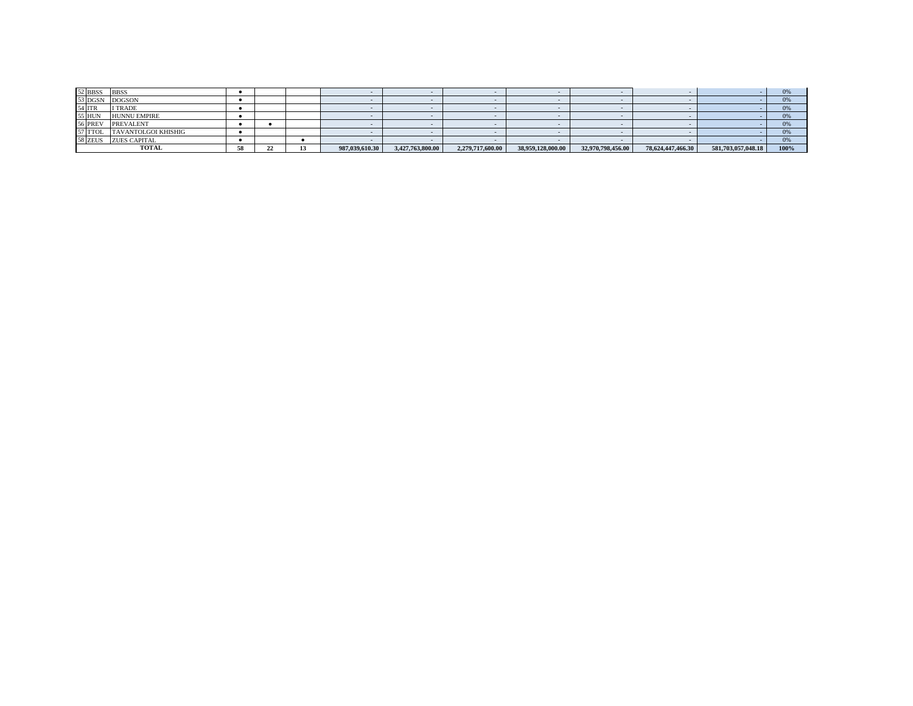| | | | | | | | | | | | | | |
|---|---|---|---|---|---|---|---|---|---|---|---|---|---|
| 52 | BBSS | BBSS | • | | | - | - | - | - | - | - | - | 0% |
| 53 | DGSN | DOGSON | • | | | - | - | - | - | - | - | - | 0% |
| 54 | ITR | I TRADE | • | | | - | - | - | - | - | - | - | 0% |
| 55 | HUN | HUNNU EMPIRE | • | | | - | - | - | - | - | - | - | 0% |
| 56 | PREV | PREVALENT | • | • | | - | - | - | - | - | - | - | 0% |
| 57 | TTOL | TAVANTOLGOI KHISHIG | • | | | - | - | - | - | - | - | - | 0% |
| 58 | ZEUS | ZUES CAPITAL | • | | • | - | - | - | - | - | - | - | 0% |
| **TOTAL** | | | **58** | **22** | **13** | **987,039,610.30** | **3,427,763,800.00** | **2,279,717,600.00** | **38,959,128,000.00** | **32,970,798,456.00** | **78,624,447,466.30** | **581,703,057,048.18** | **100%** |